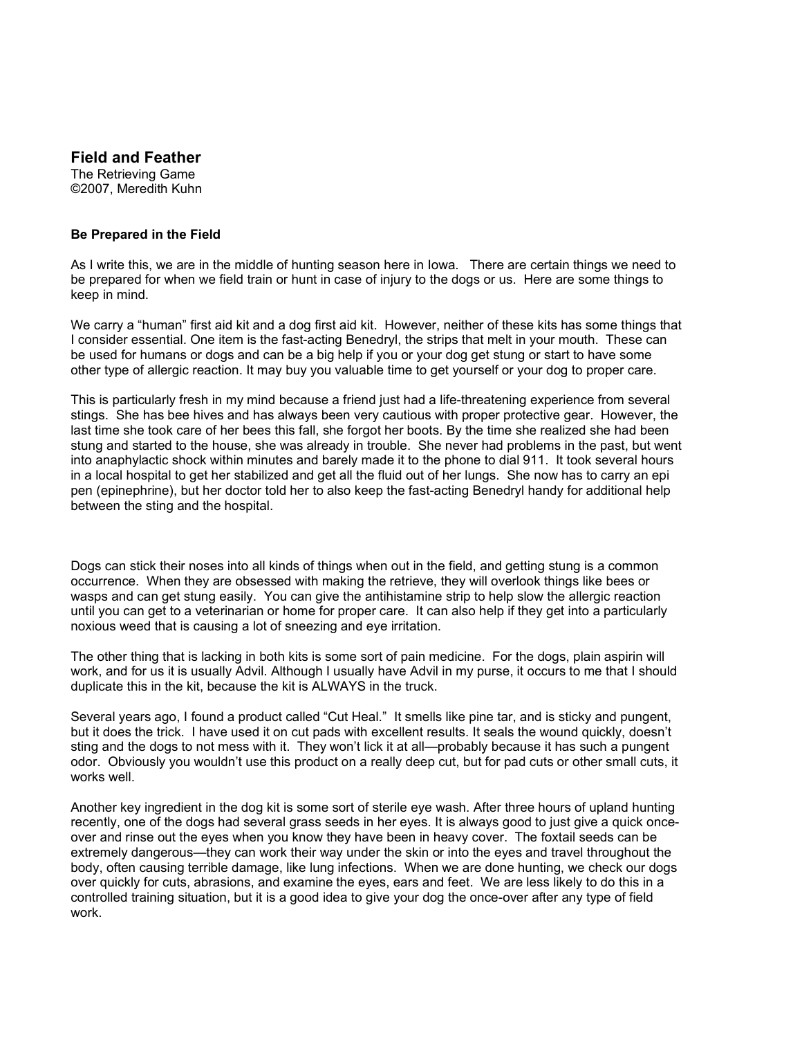## Field and Feather

The Retrieving Game
©2007, Meredith Kuhn

**Be Prepared in the Field**

As I write this, we are in the middle of hunting season here in Iowa. There are certain things we need to be prepared for when we field train or hunt in case of injury to the dogs or us. Here are some things to keep in mind.

We carry a "human" first aid kit and a dog first aid kit. However, neither of these kits has some things that I consider essential. One item is the fast-acting Benedryl, the strips that melt in your mouth. These can be used for humans or dogs and can be a big help if you or your dog get stung or start to have some other type of allergic reaction. It may buy you valuable time to get yourself or your dog to proper care.

This is particularly fresh in my mind because a friend just had a life-threatening experience from several stings. She has bee hives and has always been very cautious with proper protective gear. However, the last time she took care of her bees this fall, she forgot her boots. By the time she realized she had been stung and started to the house, she was already in trouble. She never had problems in the past, but went into anaphylactic shock within minutes and barely made it to the phone to dial 911. It took several hours in a local hospital to get her stabilized and get all the fluid out of her lungs. She now has to carry an epi pen (epinephrine), but her doctor told her to also keep the fast-acting Benedryl handy for additional help between the sting and the hospital.

Dogs can stick their noses into all kinds of things when out in the field, and getting stung is a common occurrence. When they are obsessed with making the retrieve, they will overlook things like bees or wasps and can get stung easily. You can give the antihistamine strip to help slow the allergic reaction until you can get to a veterinarian or home for proper care. It can also help if they get into a particularly noxious weed that is causing a lot of sneezing and eye irritation.

The other thing that is lacking in both kits is some sort of pain medicine. For the dogs, plain aspirin will work, and for us it is usually Advil. Although I usually have Advil in my purse, it occurs to me that I should duplicate this in the kit, because the kit is ALWAYS in the truck.

Several years ago, I found a product called "Cut Heal." It smells like pine tar, and is sticky and pungent, but it does the trick. I have used it on cut pads with excellent results. It seals the wound quickly, doesn't sting and the dogs to not mess with it. They won't lick it at all—probably because it has such a pungent odor. Obviously you wouldn't use this product on a really deep cut, but for pad cuts or other small cuts, it works well.

Another key ingredient in the dog kit is some sort of sterile eye wash. After three hours of upland hunting recently, one of the dogs had several grass seeds in her eyes. It is always good to just give a quick once-over and rinse out the eyes when you know they have been in heavy cover. The foxtail seeds can be extremely dangerous—they can work their way under the skin or into the eyes and travel throughout the body, often causing terrible damage, like lung infections. When we are done hunting, we check our dogs over quickly for cuts, abrasions, and examine the eyes, ears and feet. We are less likely to do this in a controlled training situation, but it is a good idea to give your dog the once-over after any type of field work.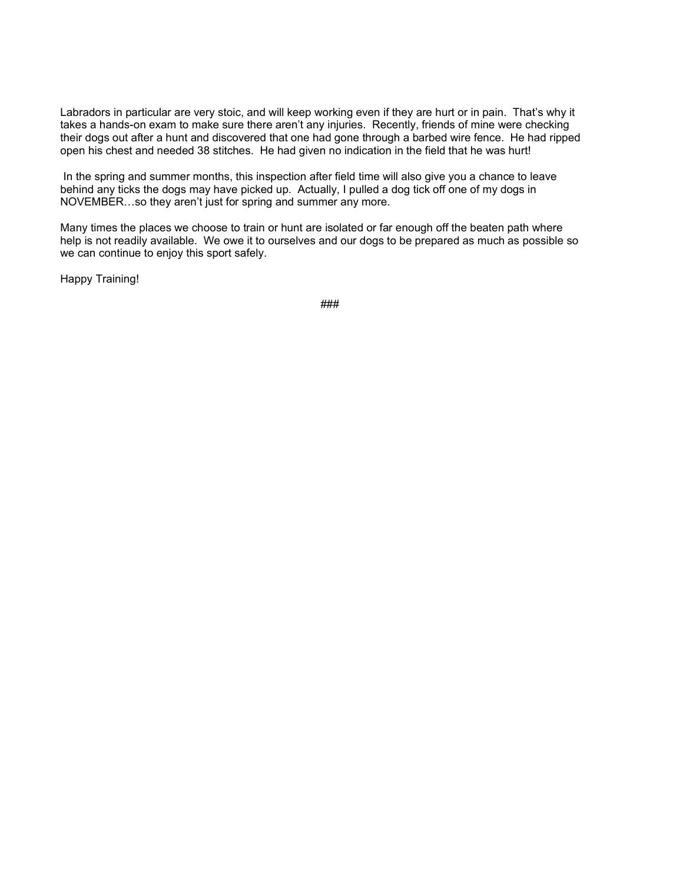Labradors in particular are very stoic, and will keep working even if they are hurt or in pain. That's why it takes a hands-on exam to make sure there aren't any injuries. Recently, friends of mine were checking their dogs out after a hunt and discovered that one had gone through a barbed wire fence. He had ripped open his chest and needed 38 stitches. He had given no indication in the field that he was hurt!

In the spring and summer months, this inspection after field time will also give you a chance to leave behind any ticks the dogs may have picked up. Actually, I pulled a dog tick off one of my dogs in NOVEMBER…so they aren't just for spring and summer any more.

Many times the places we choose to train or hunt are isolated or far enough off the beaten path where help is not readily available. We owe it to ourselves and our dogs to be prepared as much as possible so we can continue to enjoy this sport safely.

Happy Training!

###